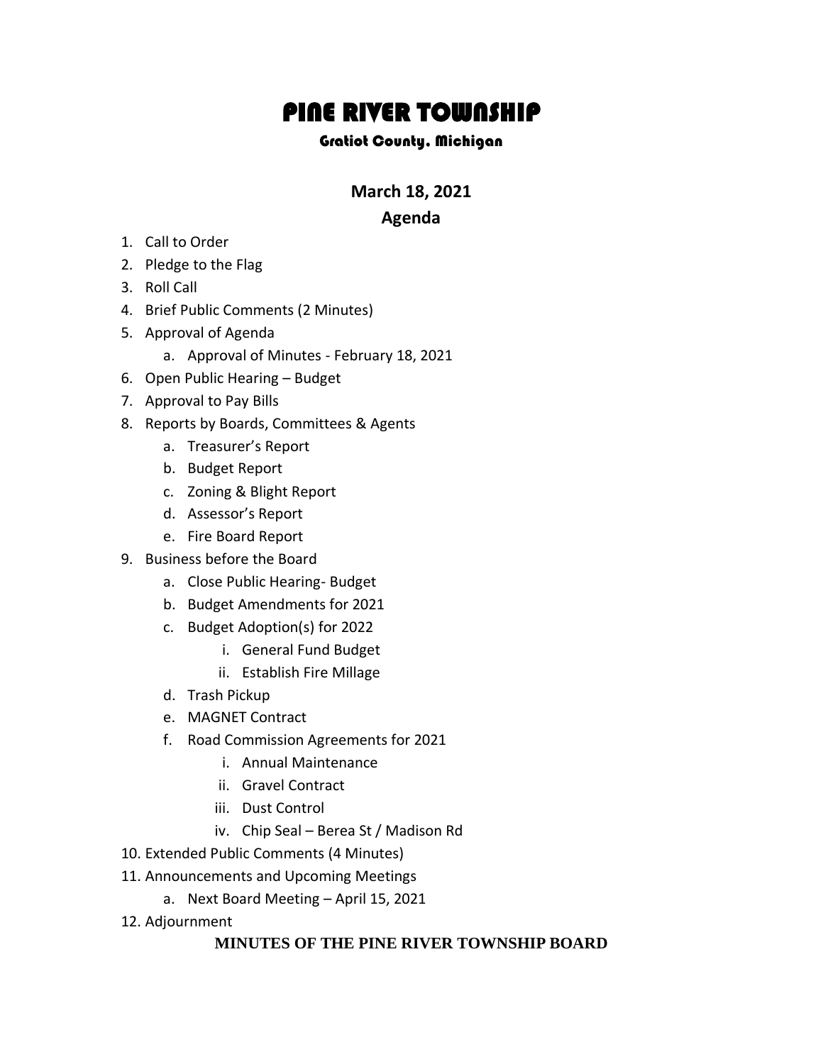# PINE RIVER TOWNSHIP

### Gratiot County, Michigan

## March 18, 2021

## Agenda

1. Call to Order
2. Pledge to the Flag
3. Roll Call
4. Brief Public Comments (2 Minutes)
5. Approval of Agenda
    a. Approval of Minutes - February 18, 2021
6. Open Public Hearing – Budget
7. Approval to Pay Bills
8. Reports by Boards, Committees & Agents
    a. Treasurer's Report
    b. Budget Report
    c. Zoning & Blight Report
    d. Assessor's Report
    e. Fire Board Report
9. Business before the Board
    a. Close Public Hearing- Budget
    b. Budget Amendments for 2021
    c. Budget Adoption(s) for 2022
        i. General Fund Budget
        ii. Establish Fire Millage
    d. Trash Pickup
    e. MAGNET Contract
    f. Road Commission Agreements for 2021
        i. Annual Maintenance
        ii. Gravel Contract
        iii. Dust Control
        iv. Chip Seal – Berea St / Madison Rd
10. Extended Public Comments (4 Minutes)
11. Announcements and Upcoming Meetings
    a. Next Board Meeting – April 15, 2021
12. Adjournment

**MINUTES OF THE PINE RIVER TOWNSHIP BOARD**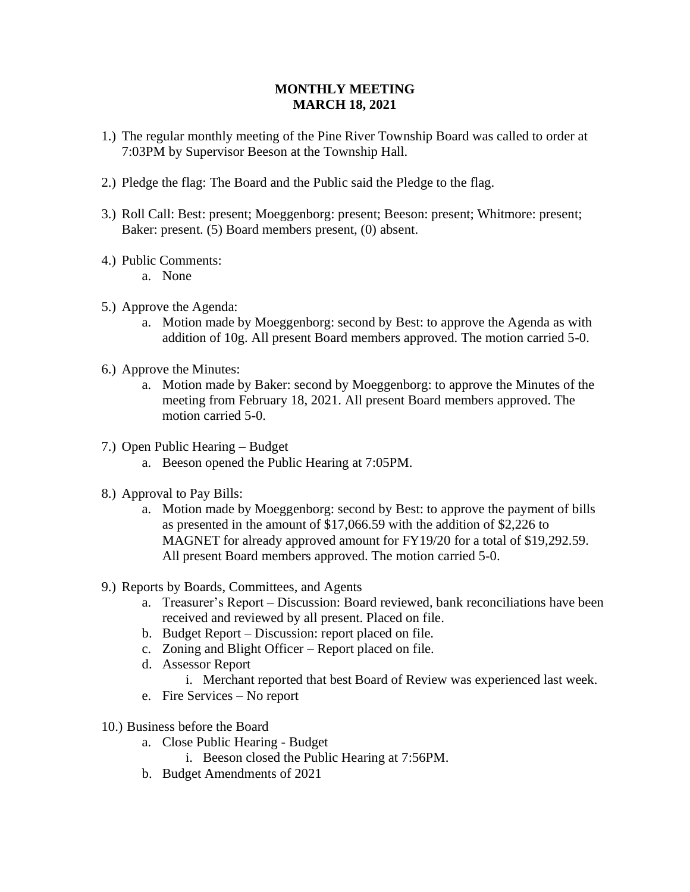# MONTHLY MEETING
# MARCH 18, 2021

1.) The regular monthly meeting of the Pine River Township Board was called to order at 7:03PM by Supervisor Beeson at the Township Hall.

2.) Pledge the flag: The Board and the Public said the Pledge to the flag.

3.) Roll Call: Best: present; Moeggenborg: present; Beeson: present; Whitmore: present; Baker: present. (5) Board members present, (0) absent.

4.) Public Comments:
   a. None

5.) Approve the Agenda:
   a. Motion made by Moeggenborg: second by Best: to approve the Agenda as with addition of 10g. All present Board members approved. The motion carried 5-0.

6.) Approve the Minutes:
   a. Motion made by Baker: second by Moeggenborg: to approve the Minutes of the meeting from February 18, 2021. All present Board members approved. The motion carried 5-0.

7.) Open Public Hearing – Budget
   a. Beeson opened the Public Hearing at 7:05PM.

8.) Approval to Pay Bills:
   a. Motion made by Moeggenborg: second by Best: to approve the payment of bills as presented in the amount of $17,066.59 with the addition of $2,226 to MAGNET for already approved amount for FY19/20 for a total of $19,292.59. All present Board members approved. The motion carried 5-0.

9.) Reports by Boards, Committees, and Agents
   a. Treasurer's Report – Discussion: Board reviewed, bank reconciliations have been received and reviewed by all present. Placed on file.
   b. Budget Report – Discussion: report placed on file.
   c. Zoning and Blight Officer – Report placed on file.
   d. Assessor Report
      i. Merchant reported that best Board of Review was experienced last week.
   e. Fire Services – No report

10.) Business before the Board
   a. Close Public Hearing - Budget
      i. Beeson closed the Public Hearing at 7:56PM.
   b. Budget Amendments of 2021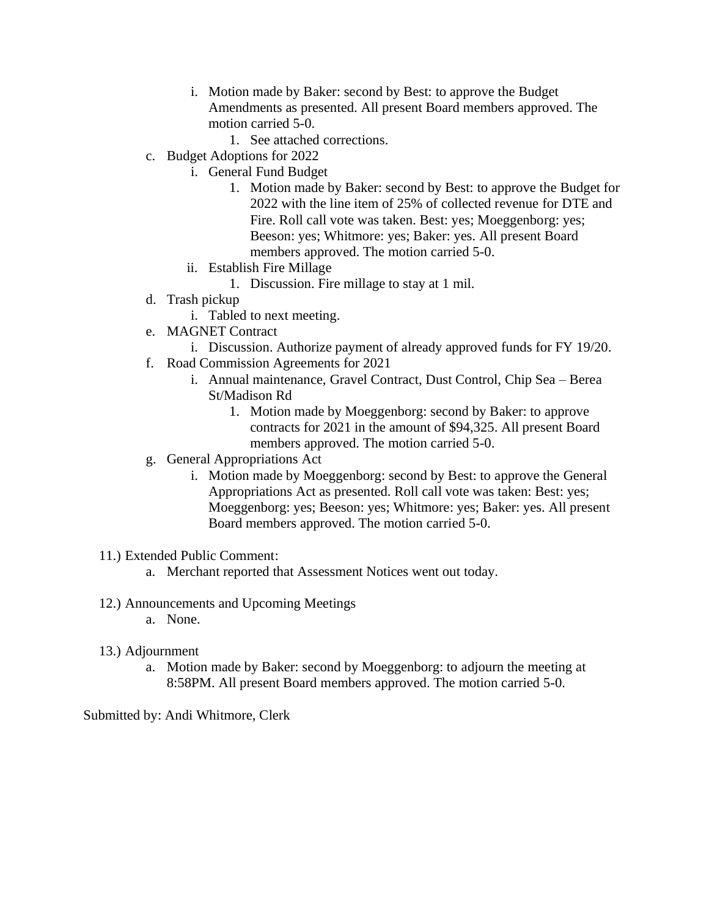i. Motion made by Baker: second by Best: to approve the Budget Amendments as presented. All present Board members approved. The motion carried 5-0.
   1. See attached corrections.

c. Budget Adoptions for 2022
   i. General Fund Budget
      1. Motion made by Baker: second by Best: to approve the Budget for 2022 with the line item of 25% of collected revenue for DTE and Fire. Roll call vote was taken. Best: yes; Moeggenborg: yes; Beeson: yes; Whitmore: yes; Baker: yes. All present Board members approved. The motion carried 5-0.
   ii. Establish Fire Millage
      1. Discussion. Fire millage to stay at 1 mil.

d. Trash pickup
   i. Tabled to next meeting.

e. MAGNET Contract
   i. Discussion. Authorize payment of already approved funds for FY 19/20.

f. Road Commission Agreements for 2021
   i. Annual maintenance, Gravel Contract, Dust Control, Chip Sea – Berea St/Madison Rd
      1. Motion made by Moeggenborg: second by Baker: to approve contracts for 2021 in the amount of $94,325. All present Board members approved. The motion carried 5-0.

g. General Appropriations Act
   i. Motion made by Moeggenborg: second by Best: to approve the General Appropriations Act as presented. Roll call vote was taken: Best: yes; Moeggenborg: yes; Beeson: yes; Whitmore: yes; Baker: yes. All present Board members approved. The motion carried 5-0.

11.) Extended Public Comment:

a. Merchant reported that Assessment Notices went out today.

12.) Announcements and Upcoming Meetings

a. None.

13.) Adjournment

a. Motion made by Baker: second by Moeggenborg: to adjourn the meeting at 8:58PM. All present Board members approved. The motion carried 5-0.

Submitted by: Andi Whitmore, Clerk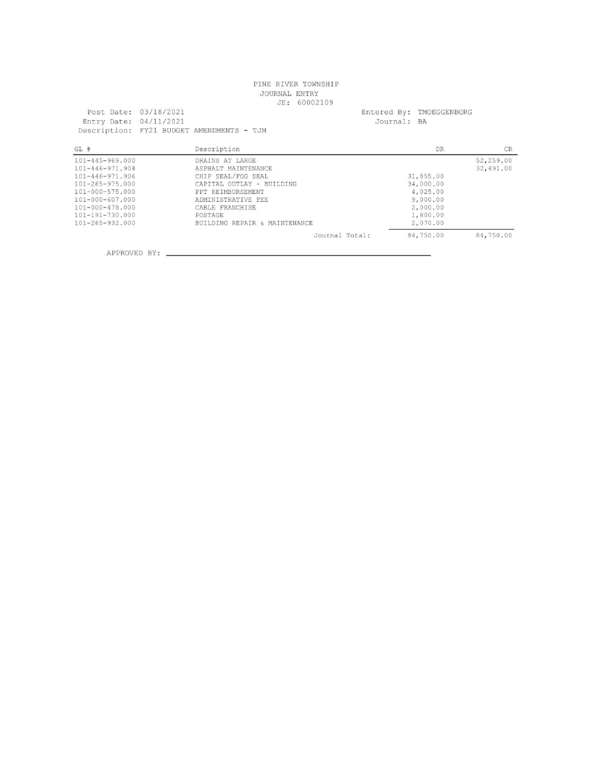PINE RIVER TOWNSHIP
JOURNAL ENTRY
JE: 60002109

Post Date: 03/18/2021
Entry Date: 04/11/2021
Description: FY21 BUDGET AMENDMENTS - TJM

Entered By: TMOEGGENBORG
Journal: BA

| GL # | Description | DR | CR |
|---|---|---|---|
| 101-445-969.000 | DRAINS AT LARGE | | 52,259.00 |
| 101-446-971.904 | ASPHALT MAINTENANCE | | 32,491.00 |
| 101-446-971.906 | CHIP SEAL/FOG SEAL | 31,855.00 | |
| 101-265-975.000 | CAPITAL OUTLAY - BUILDING | 34,000.00 | |
| 101-000-575.000 | PPT REIMBURSEMENT | 4,025.00 | |
| 101-000-607.000 | ADMINISTRATIVE FEE | 9,000.00 | |
| 101-000-478.000 | CABLE FRANCHISE | 2,000.00 | |
| 101-191-730.000 | POSTAGE | 1,800.00 | |
| 101-265-932.000 | BUILDING REPAIR & MAINTENANCE | 2,070.00 | |
| | Journal Total: | 84,750.00 | 84,750.00 |

APPROVED BY: ______________________________